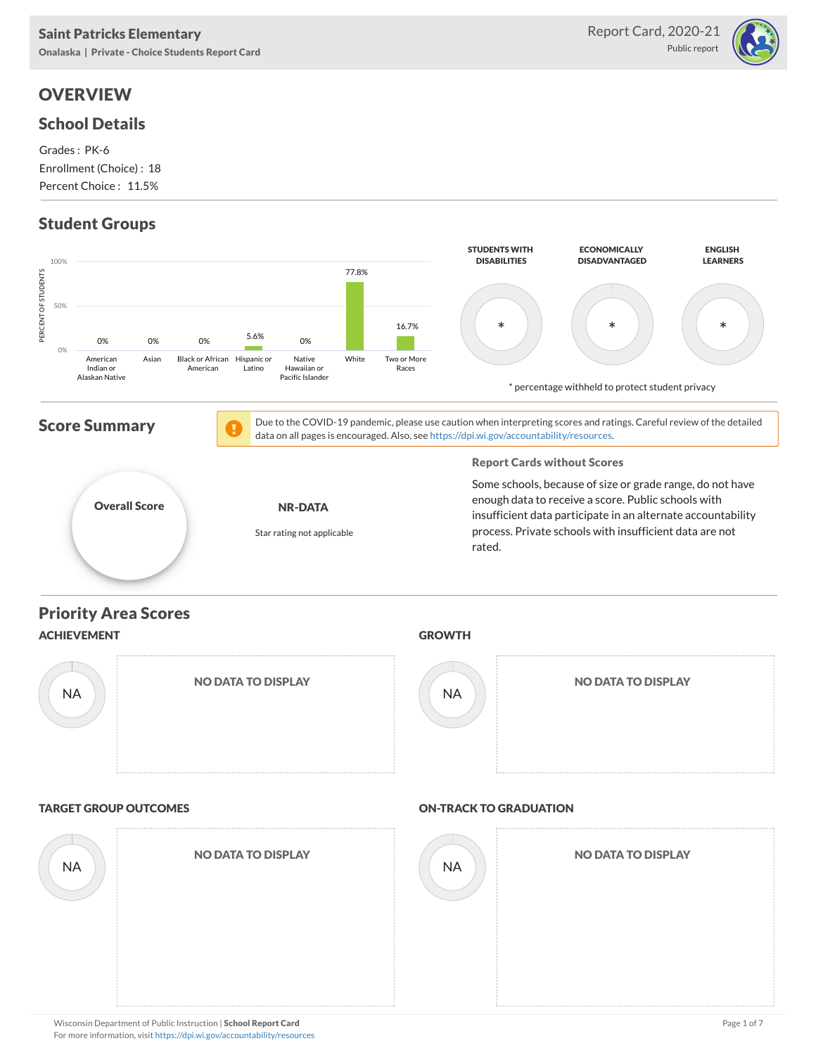Saint Patricks Elementary

Onalaska | Private - Choice Students Report Card

Report Card, 2020-21

Public report

# OVERVIEW

## School Details

Grades : PK-6

Enrollment (Choice) : 18

Percent Choice : 11.5%

## Student Groups

| Group | Percent of Students |
|---|---|
| American Indian or Alaskan Native | 0% |
| Asian | 0% |
| Black or African American | 0% |
| Hispanic or Latino | 5.6% |
| Native Hawaiian or Pacific Islander | 0% |
| White | 77.8% |
| Two or More Races | 16.7% |

| STUDENTS WITH DISABILITIES | ECONOMICALLY DISADVANTAGED | ENGLISH LEARNERS |
|---|---|---|
| * | * | * |

* percentage withheld to protect student privacy

## Score Summary

Due to the COVID-19 pandemic, please use caution when interpreting scores and ratings. Careful review of the detailed data on all pages is encouraged. Also, see https://dpi.wi.gov/accountability/resources.

**Overall Score**

**NR-DATA**

Star rating not applicable

### Report Cards without Scores

Some schools, because of size or grade range, do not have enough data to receive a score. Public schools with insufficient data participate in an alternate accountability process. Private schools with insufficient data are not rated.

## Priority Area Scores

### ACHIEVEMENT

NA

NO DATA TO DISPLAY

### GROWTH

NA

NO DATA TO DISPLAY

### TARGET GROUP OUTCOMES

NA

NO DATA TO DISPLAY

### ON-TRACK TO GRADUATION

NA

NO DATA TO DISPLAY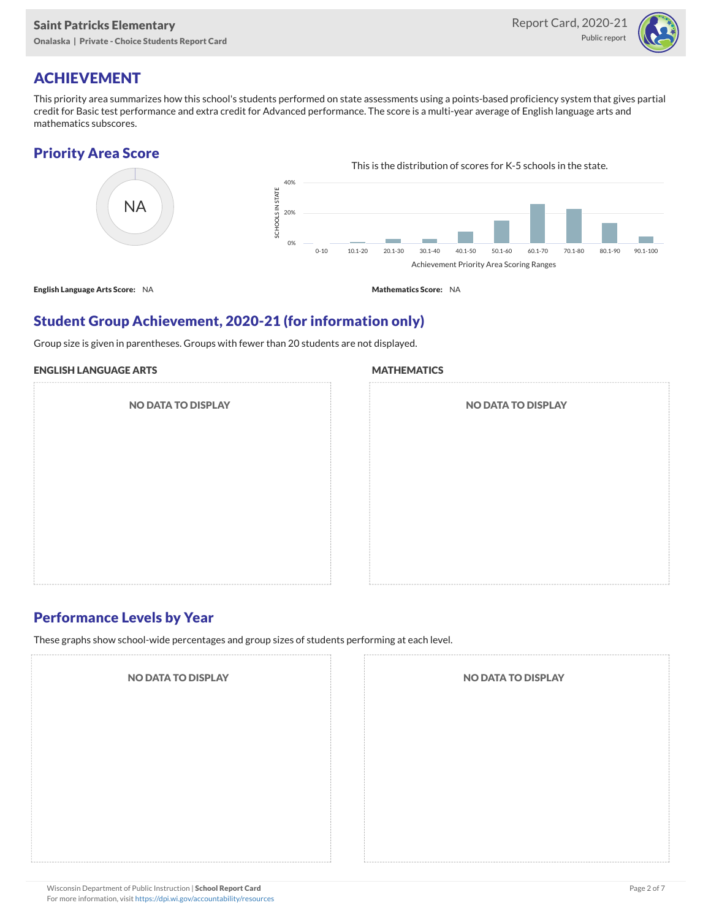# ACHIEVEMENT

This priority area summarizes how this school's students performed on state assessments using a points-based proficiency system that gives partial credit for Basic test performance and extra credit for Advanced performance. The score is a multi-year average of English language arts and mathematics subscores.

## Priority Area Score

NA

This is the distribution of scores for K-5 schools in the state.

SCHOOLS IN STATE: 40%, 20%, 0%

0-10 | 10.1-20 | 20.1-30 | 30.1-40 | 40.1-50 | 50.1-60 | 60.1-70 | 70.1-80 | 80.1-90 | 90.1-100

Achievement Priority Area Scoring Ranges

**English Language Arts Score:** NA

**Mathematics Score:** NA

## Student Group Achievement, 2020-21 (for information only)

Group size is given in parentheses. Groups with fewer than 20 students are not displayed.

### ENGLISH LANGUAGE ARTS

NO DATA TO DISPLAY

### MATHEMATICS

NO DATA TO DISPLAY

## Performance Levels by Year

These graphs show school-wide percentages and group sizes of students performing at each level.

NO DATA TO DISPLAY

NO DATA TO DISPLAY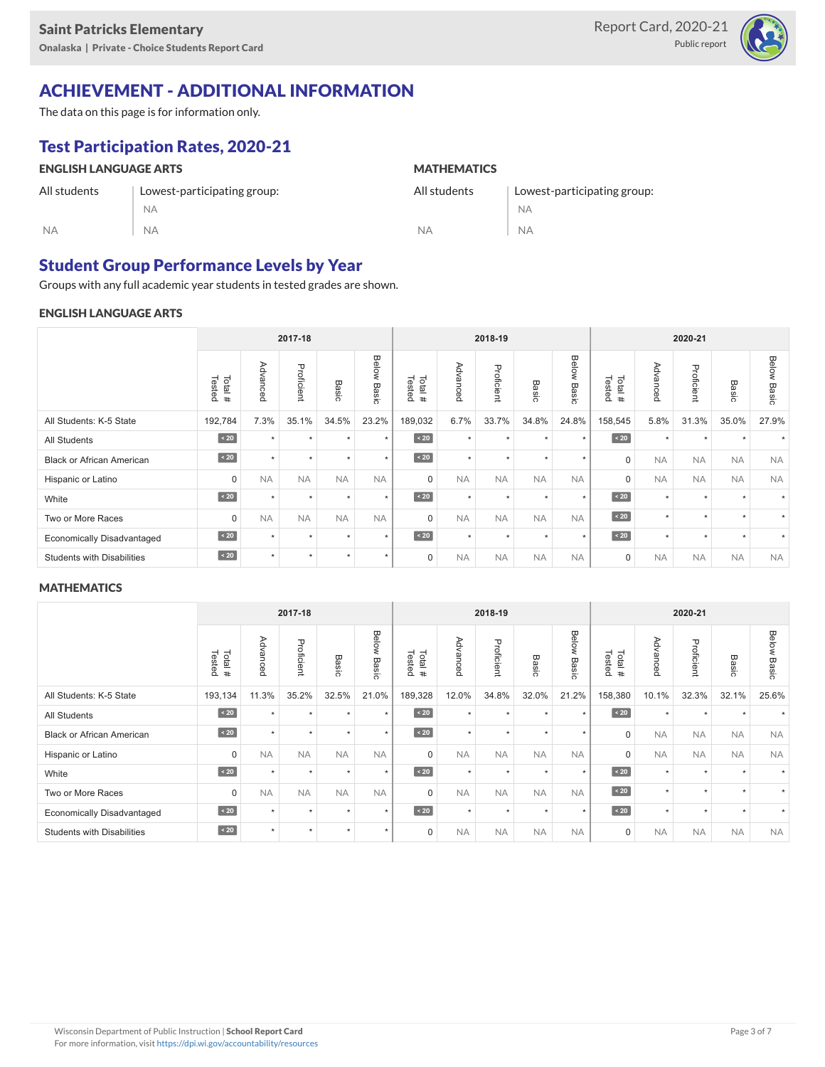## ACHIEVEMENT - ADDITIONAL INFORMATION

The data on this page is for information only.

### Test Participation Rates, 2020-21

**ENGLISH LANGUAGE ARTS**

| All students | Lowest-participating group: |
|---|---|
| | NA |
| NA | NA |

**MATHEMATICS**

| All students | Lowest-participating group: |
|---|---|
| | NA |
| NA | NA |

### Student Group Performance Levels by Year

Groups with any full academic year students in tested grades are shown.

**ENGLISH LANGUAGE ARTS**

| | 2017-18 | | | | | 2018-19 | | | | | 2020-21 | | | | |
|---|---|---|---|---|---|---|---|---|---|---|---|---|---|---|---|
| | Total # Tested | Advanced | Proficient | Basic | Below Basic | Total # Tested | Advanced | Proficient | Basic | Below Basic | Total # Tested | Advanced | Proficient | Basic | Below Basic |
| All Students: K-5 State | 192,784 | 7.3% | 35.1% | 34.5% | 23.2% | 189,032 | 6.7% | 33.7% | 34.8% | 24.8% | 158,545 | 5.8% | 31.3% | 35.0% | 27.9% |
| All Students | < 20 | * | * | * | * | < 20 | * | * | * | * | < 20 | * | * | * | * |
| Black or African American | < 20 | * | * | * | * | < 20 | * | * | * | * | 0 | NA | NA | NA | NA |
| Hispanic or Latino | 0 | NA | NA | NA | NA | 0 | NA | NA | NA | NA | 0 | NA | NA | NA | NA |
| White | < 20 | * | * | * | * | < 20 | * | * | * | * | < 20 | * | * | * | * |
| Two or More Races | 0 | NA | NA | NA | NA | 0 | NA | NA | NA | NA | < 20 | * | * | * | * |
| Economically Disadvantaged | < 20 | * | * | * | * | < 20 | * | * | * | * | < 20 | * | * | * | * |
| Students with Disabilities | < 20 | * | * | * | * | 0 | NA | NA | NA | NA | 0 | NA | NA | NA | NA |

**MATHEMATICS**

| | 2017-18 | | | | | 2018-19 | | | | | 2020-21 | | | | |
|---|---|---|---|---|---|---|---|---|---|---|---|---|---|---|---|
| | Total # Tested | Advanced | Proficient | Basic | Below Basic | Total # Tested | Advanced | Proficient | Basic | Below Basic | Total # Tested | Advanced | Proficient | Basic | Below Basic |
| All Students: K-5 State | 193,134 | 11.3% | 35.2% | 32.5% | 21.0% | 189,328 | 12.0% | 34.8% | 32.0% | 21.2% | 158,380 | 10.1% | 32.3% | 32.1% | 25.6% |
| All Students | < 20 | * | * | * | * | < 20 | * | * | * | * | < 20 | * | * | * | * |
| Black or African American | < 20 | * | * | * | * | < 20 | * | * | * | * | 0 | NA | NA | NA | NA |
| Hispanic or Latino | 0 | NA | NA | NA | NA | 0 | NA | NA | NA | NA | 0 | NA | NA | NA | NA |
| White | < 20 | * | * | * | * | < 20 | * | * | * | * | < 20 | * | * | * | * |
| Two or More Races | 0 | NA | NA | NA | NA | 0 | NA | NA | NA | NA | < 20 | * | * | * | * |
| Economically Disadvantaged | < 20 | * | * | * | * | < 20 | * | * | * | * | < 20 | * | * | * | * |
| Students with Disabilities | < 20 | * | * | * | * | 0 | NA | NA | NA | NA | 0 | NA | NA | NA | NA |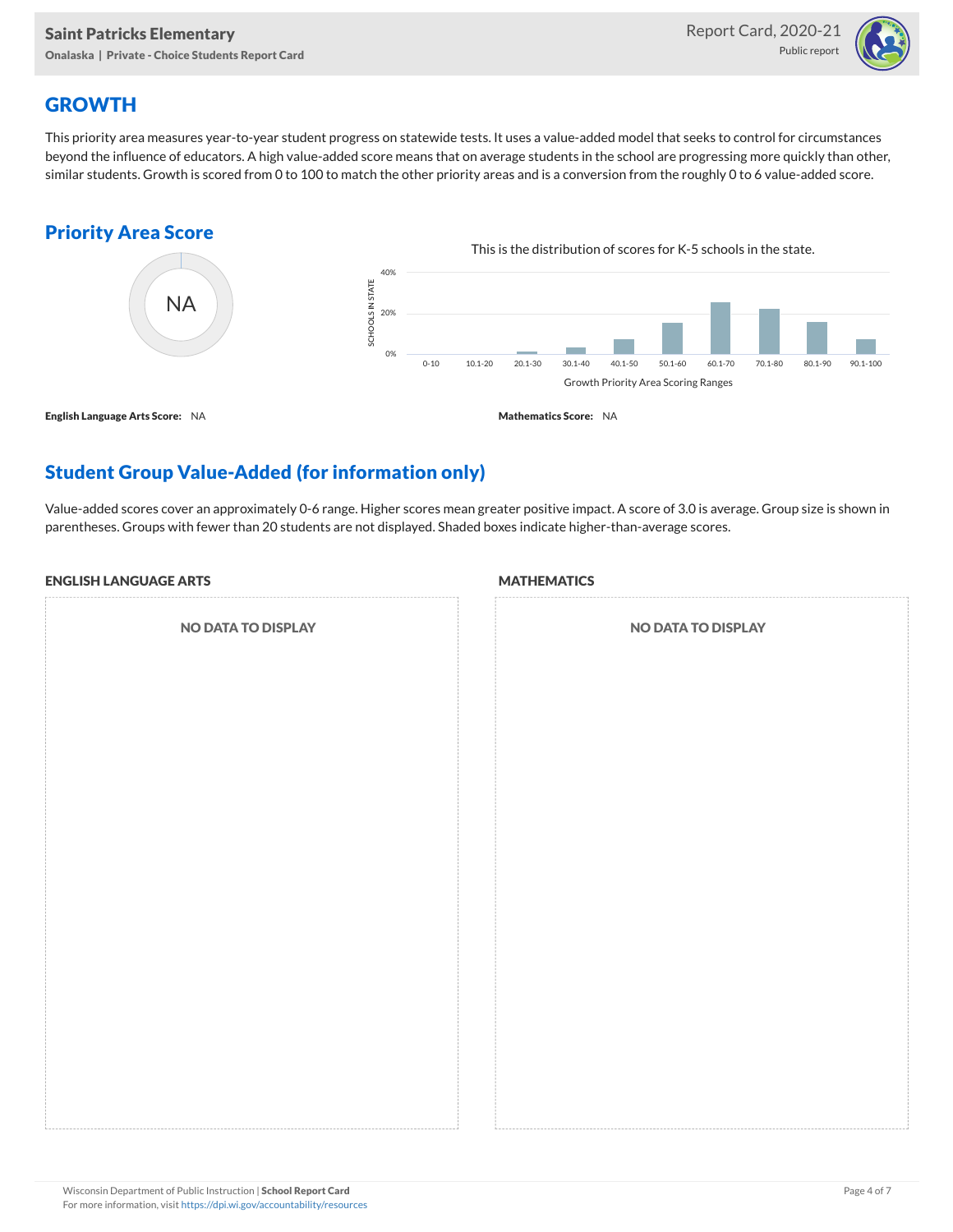## GROWTH

This priority area measures year-to-year student progress on statewide tests. It uses a value-added model that seeks to control for circumstances beyond the influence of educators. A high value-added score means that on average students in the school are progressing more quickly than other, similar students. Growth is scored from 0 to 100 to match the other priority areas and is a conversion from the roughly 0 to 6 value-added score.

### Priority Area Score

NA

This is the distribution of scores for K-5 schools in the state.

SCHOOLS IN STATE: 40%, 20%, 0%

0-10 | 10.1-20 | 20.1-30 | 30.1-40 | 40.1-50 | 50.1-60 | 60.1-70 | 70.1-80 | 80.1-90 | 90.1-100

Growth Priority Area Scoring Ranges

**English Language Arts Score:** NA

**Mathematics Score:** NA

### Student Group Value-Added (for information only)

Value-added scores cover an approximately 0-6 range. Higher scores mean greater positive impact. A score of 3.0 is average. Group size is shown in parentheses. Groups with fewer than 20 students are not displayed. Shaded boxes indicate higher-than-average scores.

#### ENGLISH LANGUAGE ARTS

NO DATA TO DISPLAY

#### MATHEMATICS

NO DATA TO DISPLAY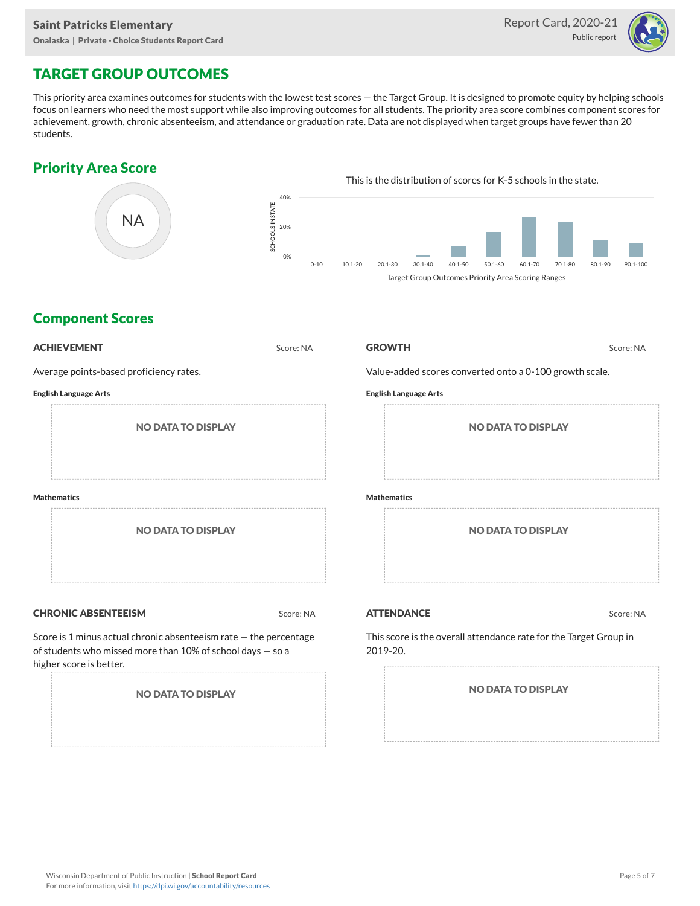## TARGET GROUP OUTCOMES

This priority area examines outcomes for students with the lowest test scores — the Target Group. It is designed to promote equity by helping schools focus on learners who need the most support while also improving outcomes for all students. The priority area score combines component scores for achievement, growth, chronic absenteeism, and attendance or graduation rate. Data are not displayed when target groups have fewer than 20 students.

### Priority Area Score

NA

This is the distribution of scores for K-5 schools in the state.

Target Group Outcomes Priority Area Scoring Ranges

### Component Scores

#### ACHIEVEMENT

Score: NA

Average points-based proficiency rates.

**English Language Arts**

NO DATA TO DISPLAY

**Mathematics**

NO DATA TO DISPLAY

#### GROWTH

Score: NA

Value-added scores converted onto a 0-100 growth scale.

**English Language Arts**

NO DATA TO DISPLAY

**Mathematics**

NO DATA TO DISPLAY

#### CHRONIC ABSENTEEISM

Score: NA

Score is 1 minus actual chronic absenteeism rate — the percentage of students who missed more than 10% of school days — so a higher score is better.

NO DATA TO DISPLAY

#### ATTENDANCE

Score: NA

This score is the overall attendance rate for the Target Group in 2019-20.

NO DATA TO DISPLAY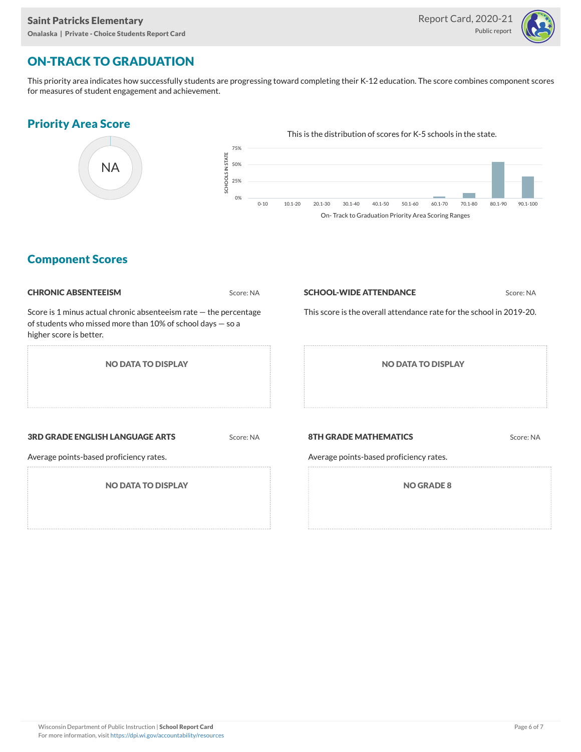## ON-TRACK TO GRADUATION

This priority area indicates how successfully students are progressing toward completing their K-12 education. The score combines component scores for measures of student engagement and achievement.

### Priority Area Score

NA

This is the distribution of scores for K-5 schools in the state.

SCHOOLS IN STATE

75%
50%
25%
0%

0-10 | 10.1-20 | 20.1-30 | 30.1-40 | 40.1-50 | 50.1-60 | 60.1-70 | 70.1-80 | 80.1-90 | 90.1-100

On- Track to Graduation Priority Area Scoring Ranges

### Component Scores

**CHRONIC ABSENTEEISM** Score: NA

Score is 1 minus actual chronic absenteeism rate — the percentage of students who missed more than 10% of school days — so a higher score is better.

NO DATA TO DISPLAY

**SCHOOL-WIDE ATTENDANCE** Score: NA

This score is the overall attendance rate for the school in 2019-20.

NO DATA TO DISPLAY

**3RD GRADE ENGLISH LANGUAGE ARTS** Score: NA

Average points-based proficiency rates.

NO DATA TO DISPLAY

**8TH GRADE MATHEMATICS** Score: NA

Average points-based proficiency rates.

NO GRADE 8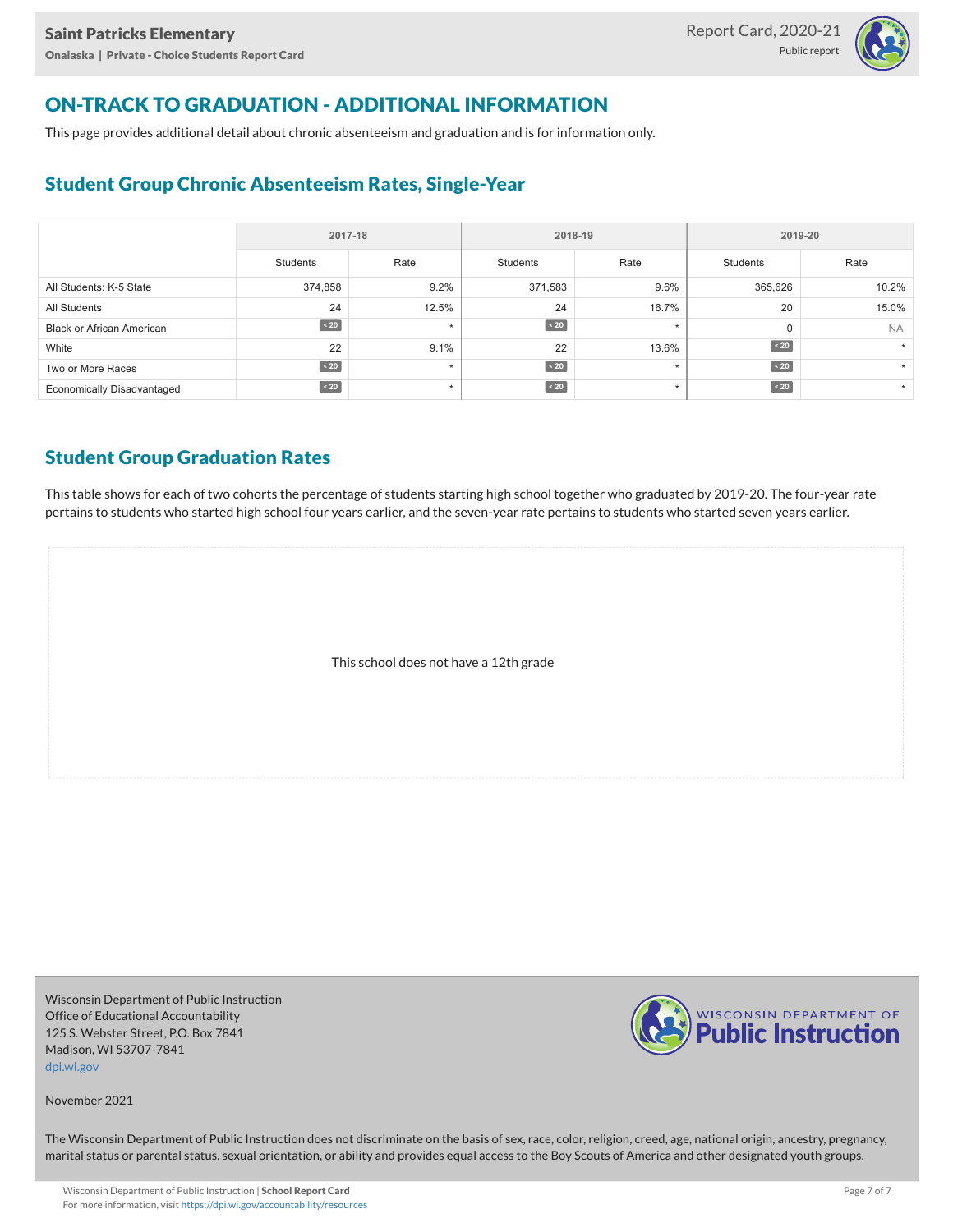Saint Patricks Elementary

Onalaska | Private - Choice Students Report Card

Report Card, 2020-21

Public report

## ON-TRACK TO GRADUATION - ADDITIONAL INFORMATION

This page provides additional detail about chronic absenteeism and graduation and is for information only.

### Student Group Chronic Absenteeism Rates, Single-Year

| | 2017-18 | | 2018-19 | | 2019-20 | |
|---|---|---|---|---|---|---|
| | Students | Rate | Students | Rate | Students | Rate |
| All Students: K-5 State | 374,858 | 9.2% | 371,583 | 9.6% | 365,626 | 10.2% |
| All Students | 24 | 12.5% | 24 | 16.7% | 20 | 15.0% |
| Black or African American | < 20 | * | < 20 | * | 0 | NA |
| White | 22 | 9.1% | 22 | 13.6% | < 20 | * |
| Two or More Races | < 20 | * | < 20 | * | < 20 | * |
| Economically Disadvantaged | < 20 | * | < 20 | * | < 20 | * |

### Student Group Graduation Rates

This table shows for each of two cohorts the percentage of students starting high school together who graduated by 2019-20. The four-year rate pertains to students who started high school four years earlier, and the seven-year rate pertains to students who started seven years earlier.

This school does not have a 12th grade

Wisconsin Department of Public Instruction
Office of Educational Accountability
125 S. Webster Street, P.O. Box 7841
Madison, WI 53707-7841
dpi.wi.gov

November 2021

The Wisconsin Department of Public Instruction does not discriminate on the basis of sex, race, color, religion, creed, age, national origin, ancestry, pregnancy, marital status or parental status, sexual orientation, or ability and provides equal access to the Boy Scouts of America and other designated youth groups.